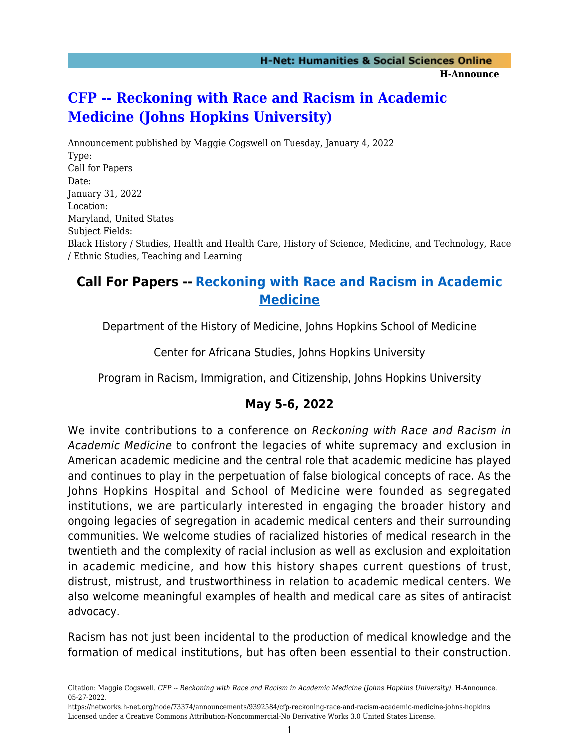# [CFP -- Reckoning with Race and Racism in Academic Medicine (Johns Hopkins University)](#)

Announcement published by Maggie Cogswell on Tuesday, January 4, 2022

Type:
Call for Papers

Date:
January 31, 2022

Location:
Maryland, United States

Subject Fields:
Black History / Studies, Health and Health Care, History of Science, Medicine, and Technology, Race / Ethnic Studies, Teaching and Learning

## Call For Papers -- [Reckoning with Race and Racism in Academic Medicine](#)

Department of the History of Medicine, Johns Hopkins School of Medicine

Center for Africana Studies, Johns Hopkins University

Program in Racism, Immigration, and Citizenship, Johns Hopkins University

### May 5-6, 2022

We invite contributions to a conference on *Reckoning with Race and Racism in Academic Medicine* to confront the legacies of white supremacy and exclusion in American academic medicine and the central role that academic medicine has played and continues to play in the perpetuation of false biological concepts of race. As the Johns Hopkins Hospital and School of Medicine were founded as segregated institutions, we are particularly interested in engaging the broader history and ongoing legacies of segregation in academic medical centers and their surrounding communities. We welcome studies of racialized histories of medical research in the twentieth and the complexity of racial inclusion as well as exclusion and exploitation in academic medicine, and how this history shapes current questions of trust, distrust, mistrust, and trustworthiness in relation to academic medical centers. We also welcome meaningful examples of health and medical care as sites of antiracist advocacy.

Racism has not just been incidental to the production of medical knowledge and the formation of medical institutions, but has often been essential to their construction.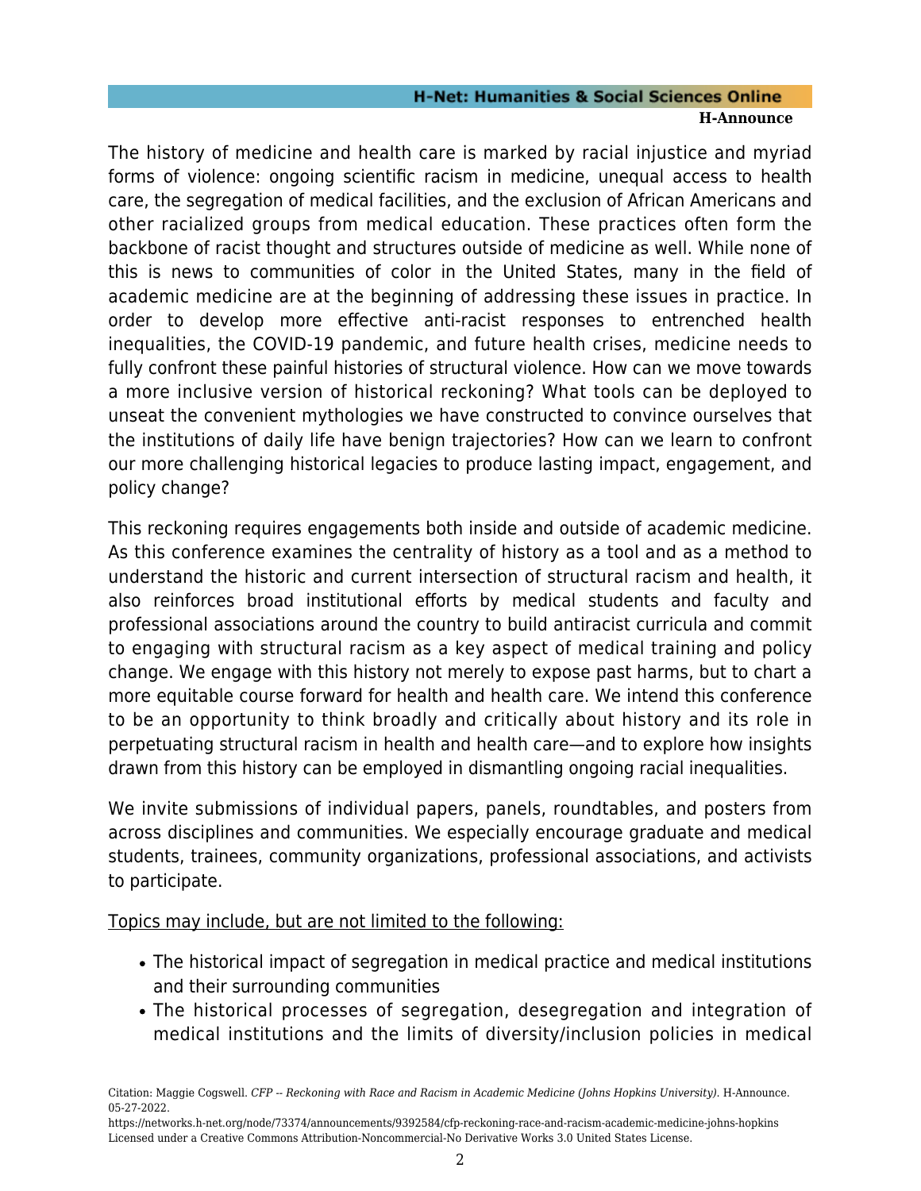The history of medicine and health care is marked by racial injustice and myriad forms of violence: ongoing scientific racism in medicine, unequal access to health care, the segregation of medical facilities, and the exclusion of African Americans and other racialized groups from medical education. These practices often form the backbone of racist thought and structures outside of medicine as well. While none of this is news to communities of color in the United States, many in the field of academic medicine are at the beginning of addressing these issues in practice. In order to develop more effective anti-racist responses to entrenched health inequalities, the COVID-19 pandemic, and future health crises, medicine needs to fully confront these painful histories of structural violence. How can we move towards a more inclusive version of historical reckoning? What tools can be deployed to unseat the convenient mythologies we have constructed to convince ourselves that the institutions of daily life have benign trajectories? How can we learn to confront our more challenging historical legacies to produce lasting impact, engagement, and policy change?

This reckoning requires engagements both inside and outside of academic medicine. As this conference examines the centrality of history as a tool and as a method to understand the historic and current intersection of structural racism and health, it also reinforces broad institutional efforts by medical students and faculty and professional associations around the country to build antiracist curricula and commit to engaging with structural racism as a key aspect of medical training and policy change. We engage with this history not merely to expose past harms, but to chart a more equitable course forward for health and health care. We intend this conference to be an opportunity to think broadly and critically about history and its role in perpetuating structural racism in health and health care—and to explore how insights drawn from this history can be employed in dismantling ongoing racial inequalities.

We invite submissions of individual papers, panels, roundtables, and posters from across disciplines and communities. We especially encourage graduate and medical students, trainees, community organizations, professional associations, and activists to participate.

<u>Topics may include, but are not limited to the following:</u>

- The historical impact of segregation in medical practice and medical institutions and their surrounding communities
- The historical processes of segregation, desegregation and integration of medical institutions and the limits of diversity/inclusion policies in medical

Citation: Maggie Cogswell. *CFP -- Reckoning with Race and Racism in Academic Medicine (Johns Hopkins University).* H-Announce. 05-27-2022.
https://networks.h-net.org/node/73374/announcements/9392584/cfp-reckoning-race-and-racism-academic-medicine-johns-hopkins
Licensed under a Creative Commons Attribution-Noncommercial-No Derivative Works 3.0 United States License.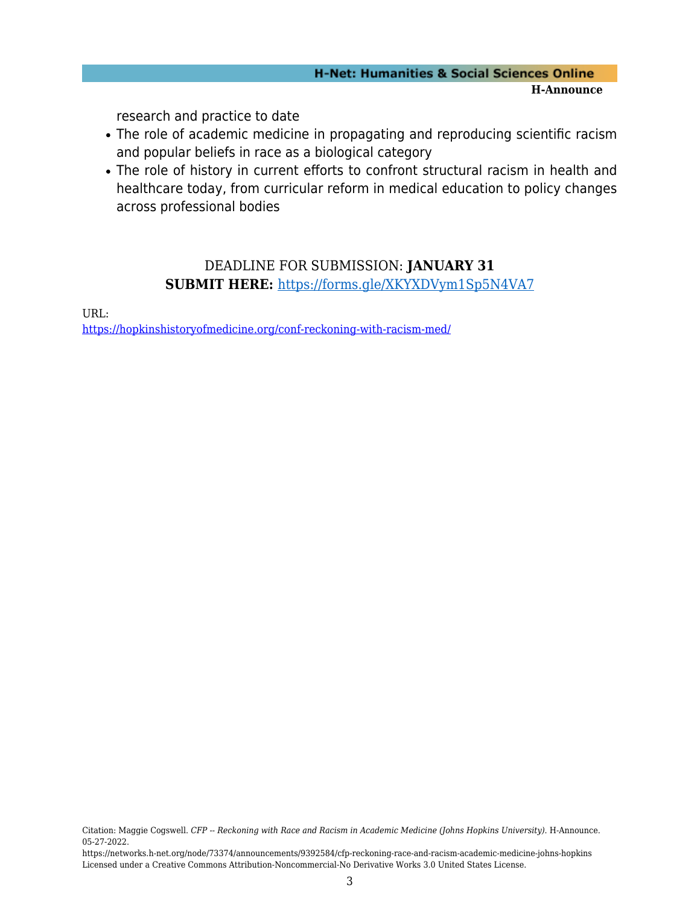research and practice to date

- The role of academic medicine in propagating and reproducing scientific racism and popular beliefs in race as a biological category
- The role of history in current efforts to confront structural racism in health and healthcare today, from curricular reform in medical education to policy changes across professional bodies

DEADLINE FOR SUBMISSION: **JANUARY 31**
**SUBMIT HERE:** https://forms.gle/XKYXDVym1Sp5N4VA7

URL:
https://hopkinshistoryofmedicine.org/conf-reckoning-with-racism-med/